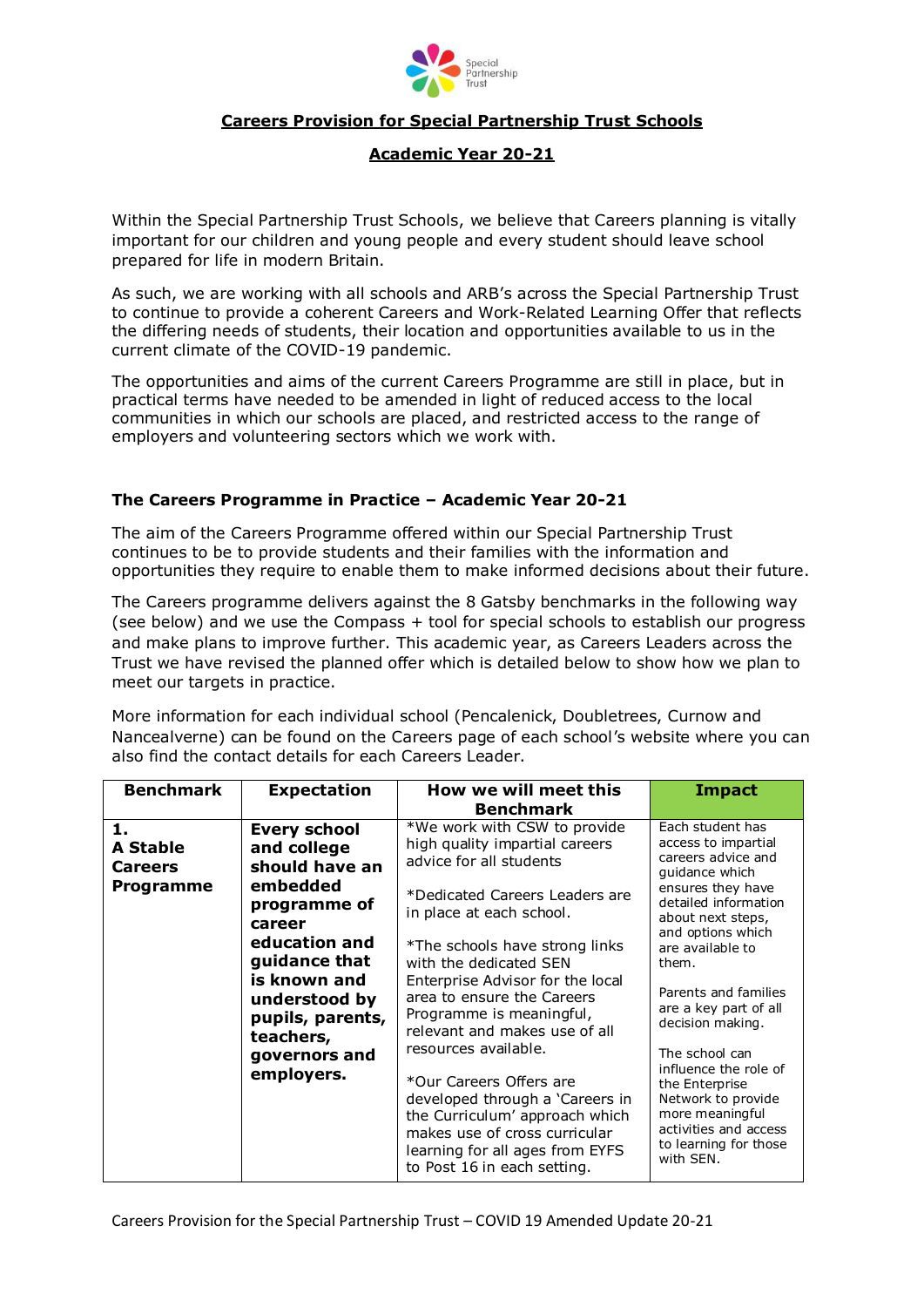Special Partnership Trust

# Careers Provision for Special Partnership Trust Schools

## Academic Year 20-21

Within the Special Partnership Trust Schools, we believe that Careers planning is vitally important for our children and young people and every student should leave school prepared for life in modern Britain.

As such, we are working with all schools and ARB's across the Special Partnership Trust to continue to provide a coherent Careers and Work-Related Learning Offer that reflects the differing needs of students, their location and opportunities available to us in the current climate of the COVID-19 pandemic.

The opportunities and aims of the current Careers Programme are still in place, but in practical terms have needed to be amended in light of reduced access to the local communities in which our schools are placed, and restricted access to the range of employers and volunteering sectors which we work with.

### The Careers Programme in Practice – Academic Year 20-21

The aim of the Careers Programme offered within our Special Partnership Trust continues to be to provide students and their families with the information and opportunities they require to enable them to make informed decisions about their future.

The Careers programme delivers against the 8 Gatsby benchmarks in the following way (see below) and we use the Compass + tool for special schools to establish our progress and make plans to improve further. This academic year, as Careers Leaders across the Trust we have revised the planned offer which is detailed below to show how we plan to meet our targets in practice.

More information for each individual school (Pencalenick, Doubletrees, Curnow and Nancealverne) can be found on the Careers page of each school's website where you can also find the contact details for each Careers Leader.

| Benchmark | Expectation | How we will meet this Benchmark | Impact |
|---|---|---|---|
| **1. A Stable Careers Programme** | **Every school and college should have an embedded programme of career education and guidance that is known and understood by pupils, parents, teachers, governors and employers.** | *We work with CSW to provide high quality impartial careers advice for all students<br><br>*Dedicated Careers Leaders are in place at each school.<br><br>*The schools have strong links with the dedicated SEN Enterprise Advisor for the local area to ensure the Careers Programme is meaningful, relevant and makes use of all resources available.<br><br>*Our Careers Offers are developed through a 'Careers in the Curriculum' approach which makes use of cross curricular learning for all ages from EYFS to Post 16 in each setting. | Each student has access to impartial careers advice and guidance which ensures they have detailed information about next steps, and options which are available to them.<br><br>Parents and families are a key part of all decision making.<br><br>The school can influence the role of the Enterprise Network to provide more meaningful activities and access to learning for those with SEN. |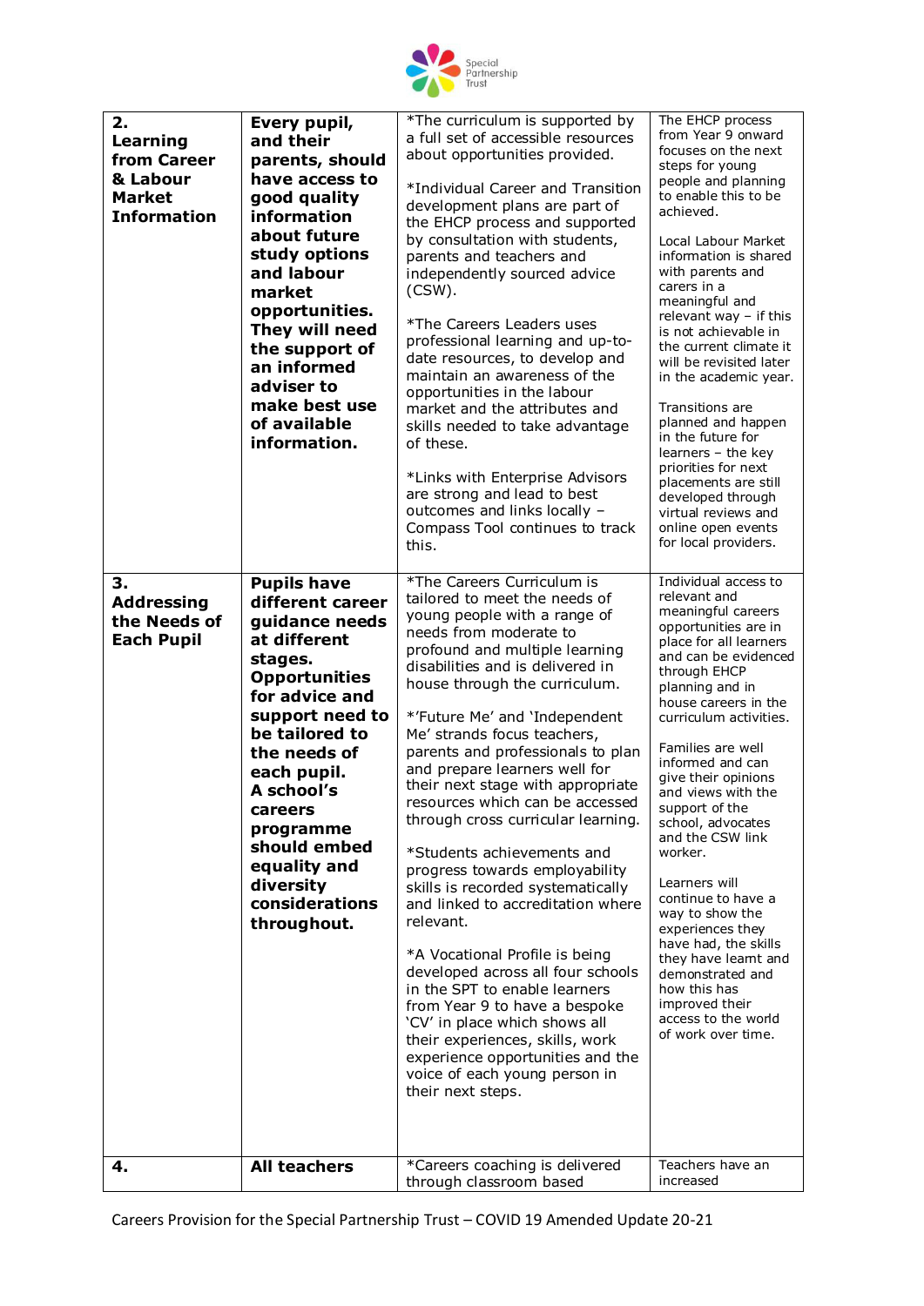| | | | |
|---|---|---|---|
| **2. Learning from Career & Labour Market Information** | **Every pupil, and their parents, should have access to good quality information about future study options and labour market opportunities. They will need the support of an informed adviser to make best use of available information.** | *The curriculum is supported by a full set of accessible resources about opportunities provided.<br><br>*Individual Career and Transition development plans are part of the EHCP process and supported by consultation with students, parents and teachers and independently sourced advice (CSW).<br><br>*The Careers Leaders uses professional learning and up-to-date resources, to develop and maintain an awareness of the opportunities in the labour market and the attributes and skills needed to take advantage of these.<br><br>*Links with Enterprise Advisors are strong and lead to best outcomes and links locally – Compass Tool continues to track this. | The EHCP process from Year 9 onward focuses on the next steps for young people and planning to enable this to be achieved.<br><br>Local Labour Market information is shared with parents and carers in a meaningful and relevant way – if this is not achievable in the current climate it will be revisited later in the academic year.<br><br>Transitions are planned and happen in the future for learners – the key priorities for next placements are still developed through virtual reviews and online open events for local providers. |
| **3. Addressing the Needs of Each Pupil** | **Pupils have different career guidance needs at different stages. Opportunities for advice and support need to be tailored to the needs of each pupil. A school's careers programme should embed equality and diversity considerations throughout.** | *The Careers Curriculum is tailored to meet the needs of young people with a range of needs from moderate to profound and multiple learning disabilities and is delivered in house through the curriculum.<br><br>*'Future Me' and 'Independent Me' strands focus teachers, parents and professionals to plan and prepare learners well for their next stage with appropriate resources which can be accessed through cross curricular learning.<br><br>*Students achievements and progress towards employability skills is recorded systematically and linked to accreditation where relevant.<br><br>*A Vocational Profile is being developed across all four schools in the SPT to enable learners from Year 9 to have a bespoke 'CV' in place which shows all their experiences, skills, work experience opportunities and the voice of each young person in their next steps. | Individual access to relevant and meaningful careers opportunities are in place for all learners and can be evidenced through EHCP planning and in house careers in the curriculum activities.<br><br>Families are well informed and can give their opinions and views with the support of the school, advocates and the CSW link worker.<br><br>Learners will continue to have a way to show the experiences they have had, the skills they have learnt and demonstrated and how this has improved their access to the world of work over time. |
| **4.** | **All teachers** | *Careers coaching is delivered through classroom based | Teachers have an increased |

Careers Provision for the Special Partnership Trust – COVID 19 Amended Update 20-21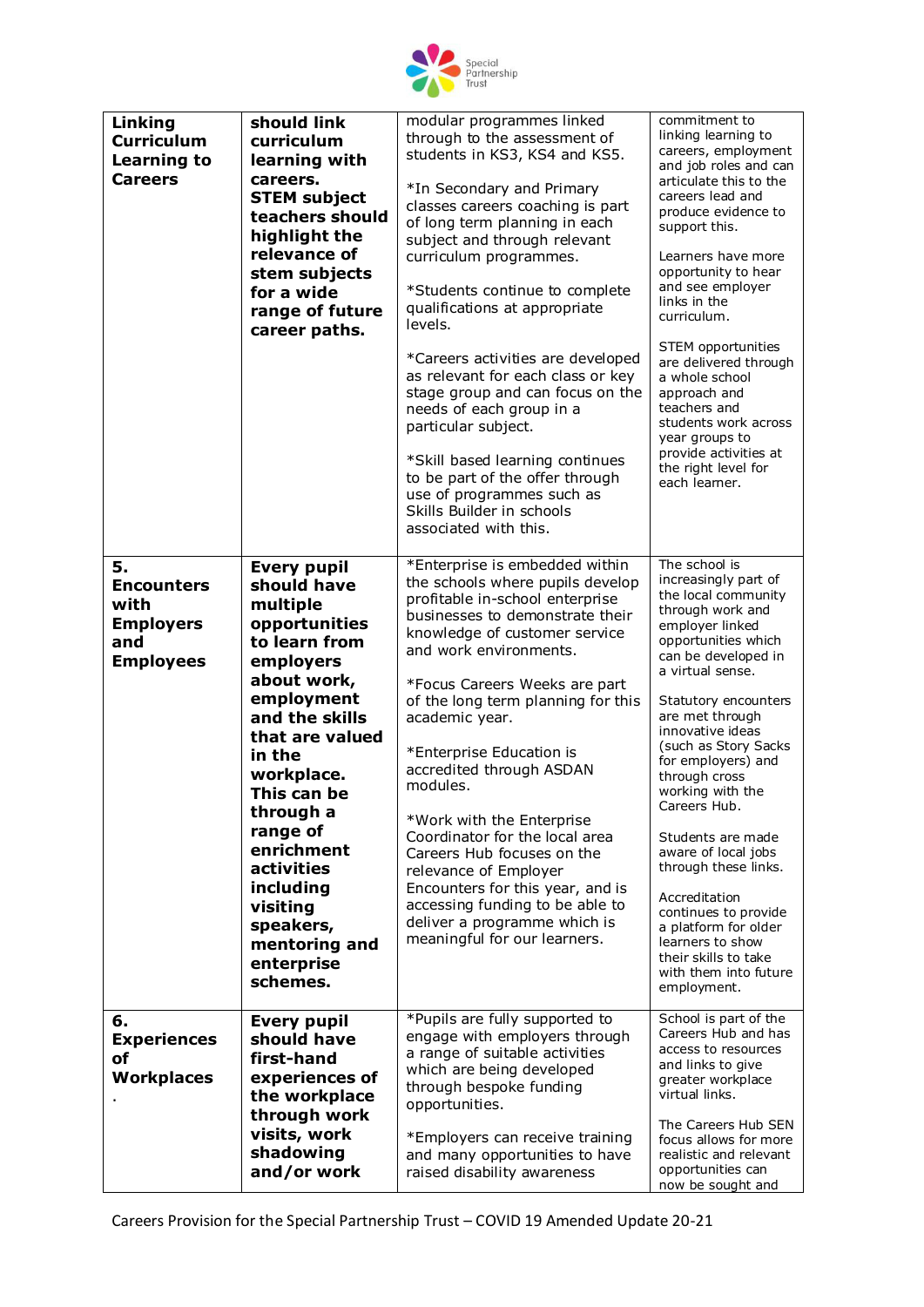| **Linking Curriculum Learning to Careers** | **should link curriculum learning with careers. STEM subject teachers should highlight the relevance of stem subjects for a wide range of future career paths.** | modular programmes linked through to the assessment of students in KS3, KS4 and KS5.<br><br>*In Secondary and Primary classes careers coaching is part of long term planning in each subject and through relevant curriculum programmes.<br><br>*Students continue to complete qualifications at appropriate levels.<br><br>*Careers activities are developed as relevant for each class or key stage group and can focus on the needs of each group in a particular subject.<br><br>*Skill based learning continues to be part of the offer through use of programmes such as Skills Builder in schools associated with this. | commitment to linking learning to careers, employment and job roles and can articulate this to the careers lead and produce evidence to support this.<br><br>Learners have more opportunity to hear and see employer links in the curriculum.<br><br>STEM opportunities are delivered through a whole school approach and teachers and students work across year groups to provide activities at the right level for each learner. |
|---|---|---|---|
| **5. Encounters with Employers and Employees** | **Every pupil should have multiple opportunities to learn from employers about work, employment and the skills that are valued in the workplace. This can be through a range of enrichment activities including visiting speakers, mentoring and enterprise schemes.** | *Enterprise is embedded within the schools where pupils develop profitable in-school enterprise businesses to demonstrate their knowledge of customer service and work environments.<br><br>*Focus Careers Weeks are part of the long term planning for this academic year.<br><br>*Enterprise Education is accredited through ASDAN modules.<br><br>*Work with the Enterprise Coordinator for the local area Careers Hub focuses on the relevance of Employer Encounters for this year, and is accessing funding to be able to deliver a programme which is meaningful for our learners. | The school is increasingly part of the local community through work and employer linked opportunities which can be developed in a virtual sense.<br><br>Statutory encounters are met through innovative ideas (such as Story Sacks for employers) and through cross working with the Careers Hub.<br><br>Students are made aware of local jobs through these links.<br><br>Accreditation continues to provide a platform for older learners to show their skills to take with them into future employment. |
| **6. Experiences of Workplaces** . | **Every pupil should have first-hand experiences of the workplace through work visits, work shadowing and/or work** | *Pupils are fully supported to engage with employers through a range of suitable activities which are being developed through bespoke funding opportunities.<br><br>*Employers can receive training and many opportunities to have raised disability awareness | School is part of the Careers Hub and has access to resources and links to give greater workplace virtual links.<br><br>The Careers Hub SEN focus allows for more realistic and relevant opportunities can now be sought and |

Careers Provision for the Special Partnership Trust – COVID 19 Amended Update 20-21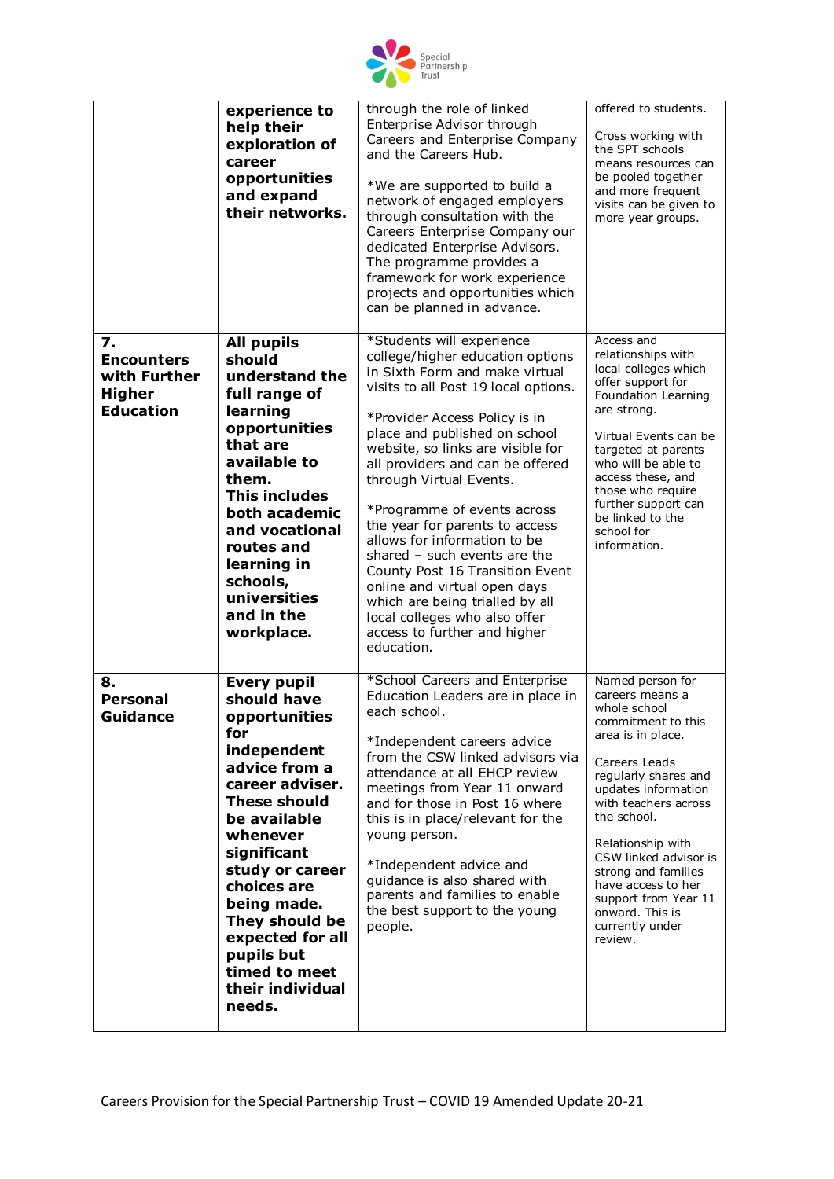| | | | |
|---|---|---|---|
| | **experience to help their exploration of career opportunities and expand their networks.** | through the role of linked Enterprise Advisor through Careers and Enterprise Company and the Careers Hub.<br><br>*We are supported to build a network of engaged employers through consultation with the Careers Enterprise Company our dedicated Enterprise Advisors. The programme provides a framework for work experience projects and opportunities which can be planned in advance. | offered to students.<br><br>Cross working with the SPT schools means resources can be pooled together and more frequent visits can be given to more year groups. |
| **7. Encounters with Further Higher Education** | **All pupils should understand the full range of learning opportunities that are available to them. This includes both academic and vocational routes and learning in schools, universities and in the workplace.** | *Students will experience college/higher education options in Sixth Form and make virtual visits to all Post 19 local options.<br><br>*Provider Access Policy is in place and published on school website, so links are visible for all providers and can be offered through Virtual Events.<br><br>*Programme of events across the year for parents to access allows for information to be shared – such events are the County Post 16 Transition Event online and virtual open days which are being trialled by all local colleges who also offer access to further and higher education. | Access and relationships with local colleges which offer support for Foundation Learning are strong.<br><br>Virtual Events can be targeted at parents who will be able to access these, and those who require further support can be linked to the school for information. |
| **8. Personal Guidance** | **Every pupil should have opportunities for independent advice from a career adviser. These should be available whenever significant study or career choices are being made. They should be expected for all pupils but timed to meet their individual needs.** | *School Careers and Enterprise Education Leaders are in place in each school.<br><br>*Independent careers advice from the CSW linked advisors via attendance at all EHCP review meetings from Year 11 onward and for those in Post 16 where this is in place/relevant for the young person.<br><br>*Independent advice and guidance is also shared with parents and families to enable the best support to the young people. | Named person for careers means a whole school commitment to this area is in place.<br><br>Careers Leads regularly shares and updates information with teachers across the school.<br><br>Relationship with CSW linked advisor is strong and families have access to her support from Year 11 onward. This is currently under review. |